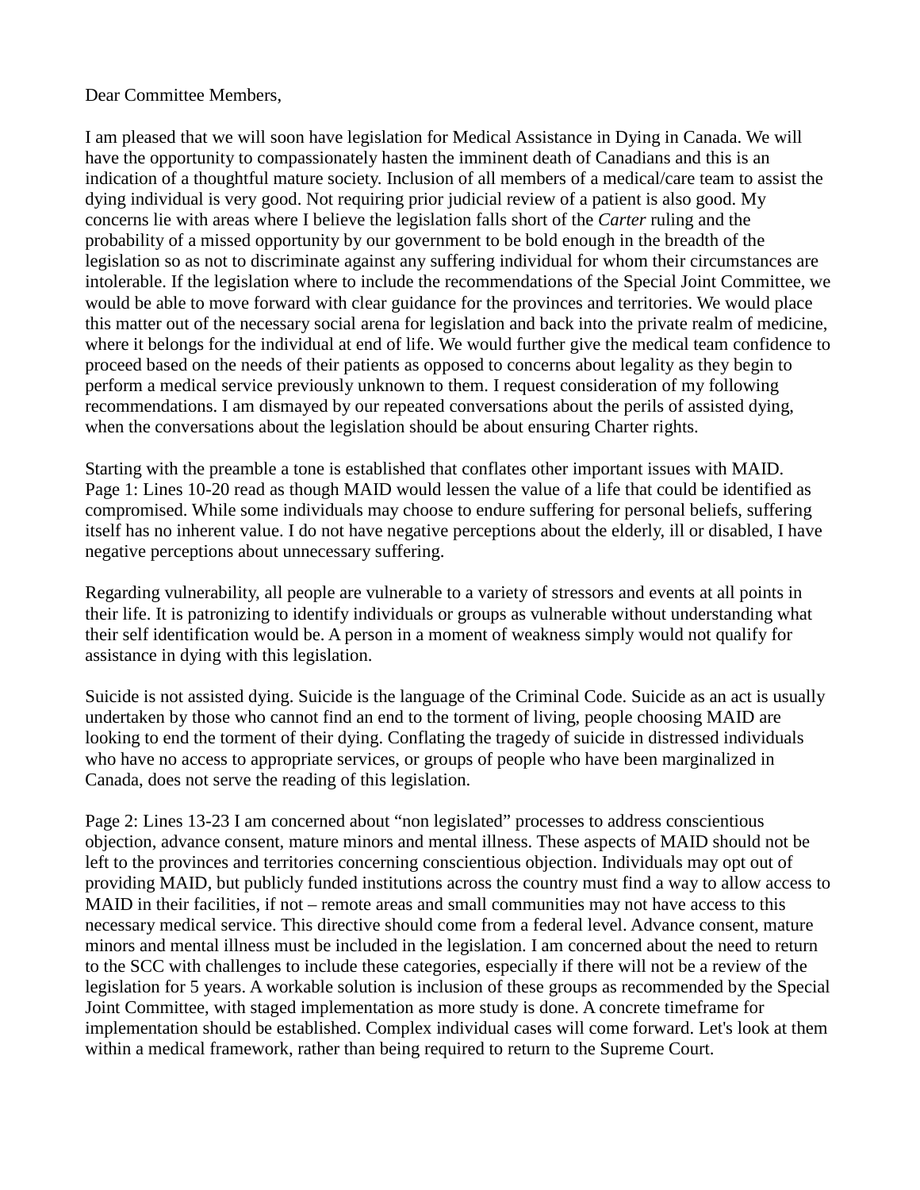Dear Committee Members,

I am pleased that we will soon have legislation for Medical Assistance in Dying in Canada. We will have the opportunity to compassionately hasten the imminent death of Canadians and this is an indication of a thoughtful mature society. Inclusion of all members of a medical/care team to assist the dying individual is very good. Not requiring prior judicial review of a patient is also good. My concerns lie with areas where I believe the legislation falls short of the *Carter* ruling and the probability of a missed opportunity by our government to be bold enough in the breadth of the legislation so as not to discriminate against any suffering individual for whom their circumstances are intolerable. If the legislation where to include the recommendations of the Special Joint Committee, we would be able to move forward with clear guidance for the provinces and territories. We would place this matter out of the necessary social arena for legislation and back into the private realm of medicine, where it belongs for the individual at end of life. We would further give the medical team confidence to proceed based on the needs of their patients as opposed to concerns about legality as they begin to perform a medical service previously unknown to them. I request consideration of my following recommendations. I am dismayed by our repeated conversations about the perils of assisted dying, when the conversations about the legislation should be about ensuring Charter rights.

Starting with the preamble a tone is established that conflates other important issues with MAID. Page 1: Lines 10-20 read as though MAID would lessen the value of a life that could be identified as compromised. While some individuals may choose to endure suffering for personal beliefs, suffering itself has no inherent value. I do not have negative perceptions about the elderly, ill or disabled, I have negative perceptions about unnecessary suffering.

Regarding vulnerability, all people are vulnerable to a variety of stressors and events at all points in their life. It is patronizing to identify individuals or groups as vulnerable without understanding what their self identification would be. A person in a moment of weakness simply would not qualify for assistance in dying with this legislation.

Suicide is not assisted dying. Suicide is the language of the Criminal Code. Suicide as an act is usually undertaken by those who cannot find an end to the torment of living, people choosing MAID are looking to end the torment of their dying. Conflating the tragedy of suicide in distressed individuals who have no access to appropriate services, or groups of people who have been marginalized in Canada, does not serve the reading of this legislation.

Page 2: Lines 13-23 I am concerned about "non legislated" processes to address conscientious objection, advance consent, mature minors and mental illness. These aspects of MAID should not be left to the provinces and territories concerning conscientious objection. Individuals may opt out of providing MAID, but publicly funded institutions across the country must find a way to allow access to MAID in their facilities, if not – remote areas and small communities may not have access to this necessary medical service. This directive should come from a federal level. Advance consent, mature minors and mental illness must be included in the legislation. I am concerned about the need to return to the SCC with challenges to include these categories, especially if there will not be a review of the legislation for 5 years. A workable solution is inclusion of these groups as recommended by the Special Joint Committee, with staged implementation as more study is done. A concrete timeframe for implementation should be established. Complex individual cases will come forward. Let's look at them within a medical framework, rather than being required to return to the Supreme Court.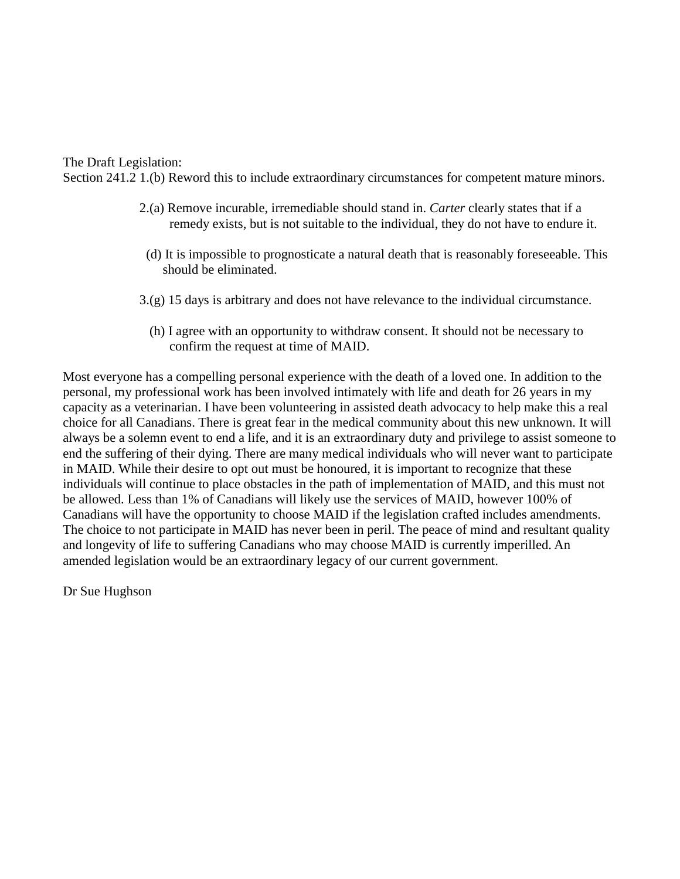The Draft Legislation:

Section 241.2 1.(b) Reword this to include extraordinary circumstances for competent mature minors.

2.(a) Remove incurable, irremediable should stand in. *Carter* clearly states that if a remedy exists, but is not suitable to the individual, they do not have to endure it.

(d) It is impossible to prognosticate a natural death that is reasonably foreseeable. This should be eliminated.

3.(g) 15 days is arbitrary and does not have relevance to the individual circumstance.

(h) I agree with an opportunity to withdraw consent. It should not be necessary to confirm the request at time of MAID.

Most everyone has a compelling personal experience with the death of a loved one. In addition to the personal, my professional work has been involved intimately with life and death for 26 years in my capacity as a veterinarian. I have been volunteering in assisted death advocacy to help make this a real choice for all Canadians. There is great fear in the medical community about this new unknown. It will always be a solemn event to end a life, and it is an extraordinary duty and privilege to assist someone to end the suffering of their dying. There are many medical individuals who will never want to participate in MAID. While their desire to opt out must be honoured, it is important to recognize that these individuals will continue to place obstacles in the path of implementation of MAID, and this must not be allowed. Less than 1% of Canadians will likely use the services of MAID, however 100% of Canadians will have the opportunity to choose MAID if the legislation crafted includes amendments. The choice to not participate in MAID has never been in peril. The peace of mind and resultant quality and longevity of life to suffering Canadians who may choose MAID is currently imperilled. An amended legislation would be an extraordinary legacy of our current government.

Dr Sue Hughson